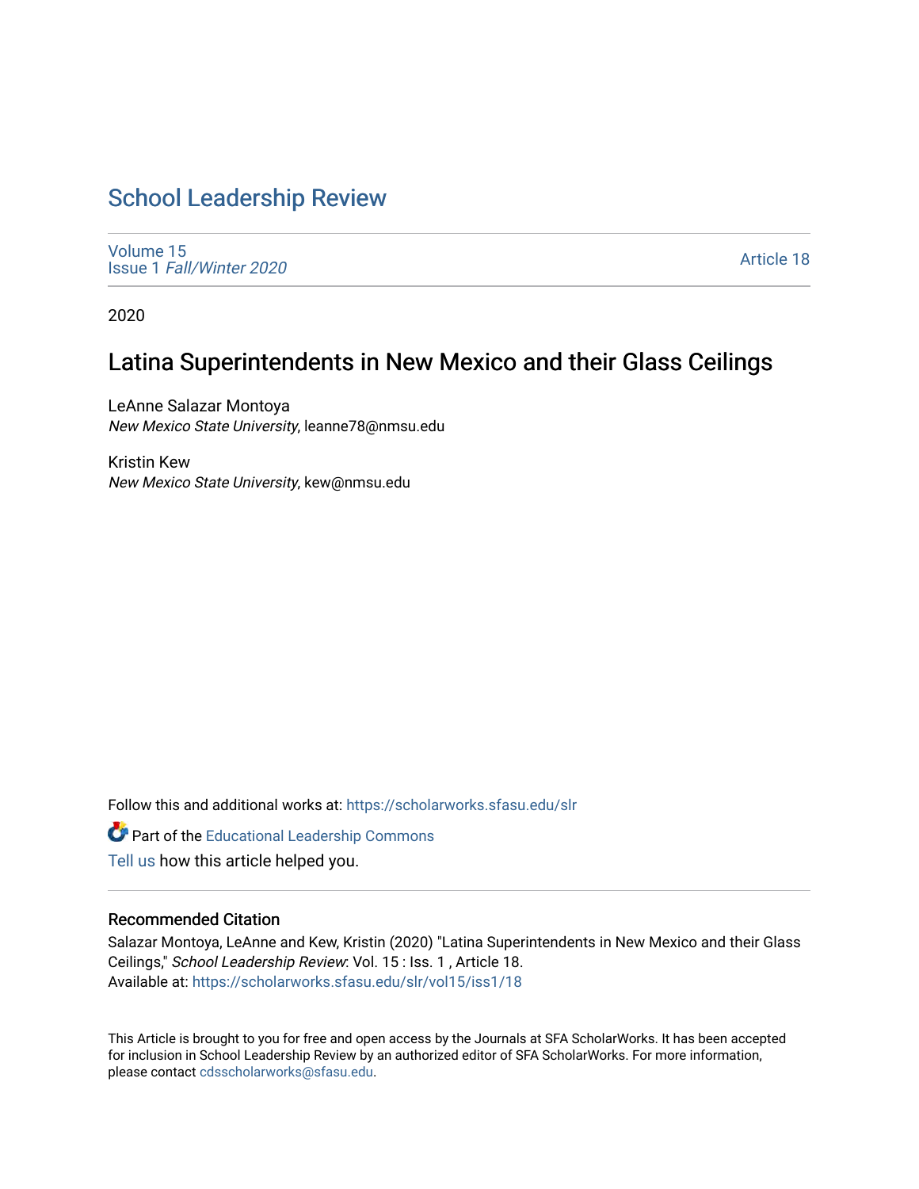# School Leadership Review

Volume 15
Issue 1 *Fall/Winter 2020*

Article 18

2020

## Latina Superintendents in New Mexico and their Glass Ceilings

LeAnne Salazar Montoya
*New Mexico State University*, leanne78@nmsu.edu

Kristin Kew
*New Mexico State University*, kew@nmsu.edu

Follow this and additional works at: https://scholarworks.sfasu.edu/slr

Part of the Educational Leadership Commons

Tell us how this article helped you.

### Recommended Citation

Salazar Montoya, LeAnne and Kew, Kristin (2020) "Latina Superintendents in New Mexico and their Glass Ceilings," *School Leadership Review*: Vol. 15 : Iss. 1 , Article 18.
Available at: https://scholarworks.sfasu.edu/slr/vol15/iss1/18

This Article is brought to you for free and open access by the Journals at SFA ScholarWorks. It has been accepted for inclusion in School Leadership Review by an authorized editor of SFA ScholarWorks. For more information, please contact cdsscholarworks@sfasu.edu.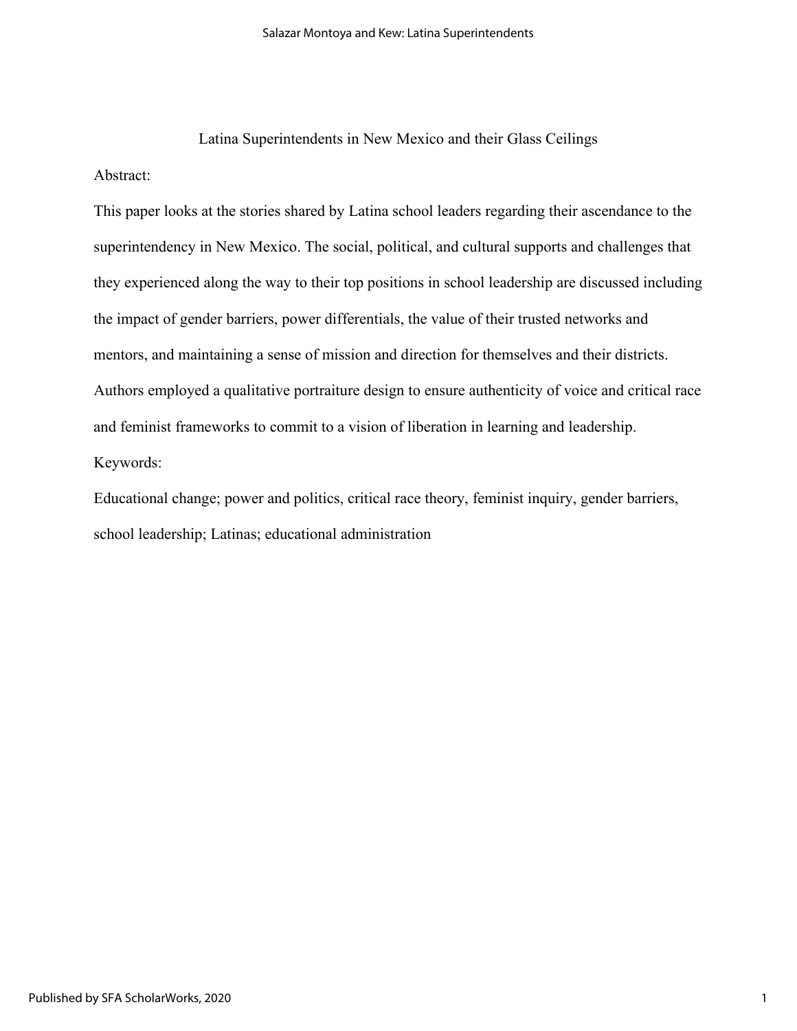# Latina Superintendents in New Mexico and their Glass Ceilings

Abstract:

This paper looks at the stories shared by Latina school leaders regarding their ascendance to the superintendency in New Mexico. The social, political, and cultural supports and challenges that they experienced along the way to their top positions in school leadership are discussed including the impact of gender barriers, power differentials, the value of their trusted networks and mentors, and maintaining a sense of mission and direction for themselves and their districts. Authors employed a qualitative portraiture design to ensure authenticity of voice and critical race and feminist frameworks to commit to a vision of liberation in learning and leadership.

Keywords:

Educational change; power and politics, critical race theory, feminist inquiry, gender barriers, school leadership; Latinas; educational administration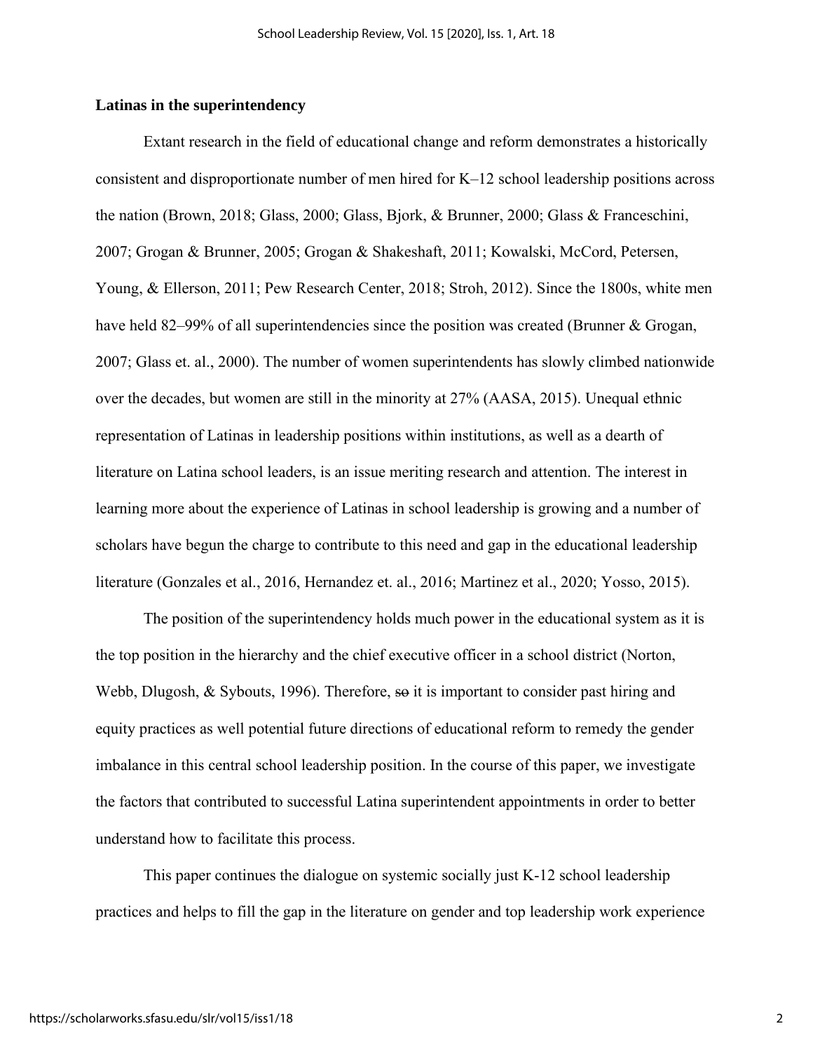**Latinas in the superintendency**

Extant research in the field of educational change and reform demonstrates a historically consistent and disproportionate number of men hired for K–12 school leadership positions across the nation (Brown, 2018; Glass, 2000; Glass, Bjork, & Brunner, 2000; Glass & Franceschini, 2007; Grogan & Brunner, 2005; Grogan & Shakeshaft, 2011; Kowalski, McCord, Petersen, Young, & Ellerson, 2011; Pew Research Center, 2018; Stroh, 2012). Since the 1800s, white men have held 82–99% of all superintendencies since the position was created (Brunner & Grogan, 2007; Glass et. al., 2000). The number of women superintendents has slowly climbed nationwide over the decades, but women are still in the minority at 27% (AASA, 2015). Unequal ethnic representation of Latinas in leadership positions within institutions, as well as a dearth of literature on Latina school leaders, is an issue meriting research and attention. The interest in learning more about the experience of Latinas in school leadership is growing and a number of scholars have begun the charge to contribute to this need and gap in the educational leadership literature (Gonzales et al., 2016, Hernandez et. al., 2016; Martinez et al., 2020; Yosso, 2015).

The position of the superintendency holds much power in the educational system as it is the top position in the hierarchy and the chief executive officer in a school district (Norton, Webb, Dlugosh, & Sybouts, 1996). Therefore, ~~so~~ it is important to consider past hiring and equity practices as well potential future directions of educational reform to remedy the gender imbalance in this central school leadership position. In the course of this paper, we investigate the factors that contributed to successful Latina superintendent appointments in order to better understand how to facilitate this process.

This paper continues the dialogue on systemic socially just K-12 school leadership practices and helps to fill the gap in the literature on gender and top leadership work experience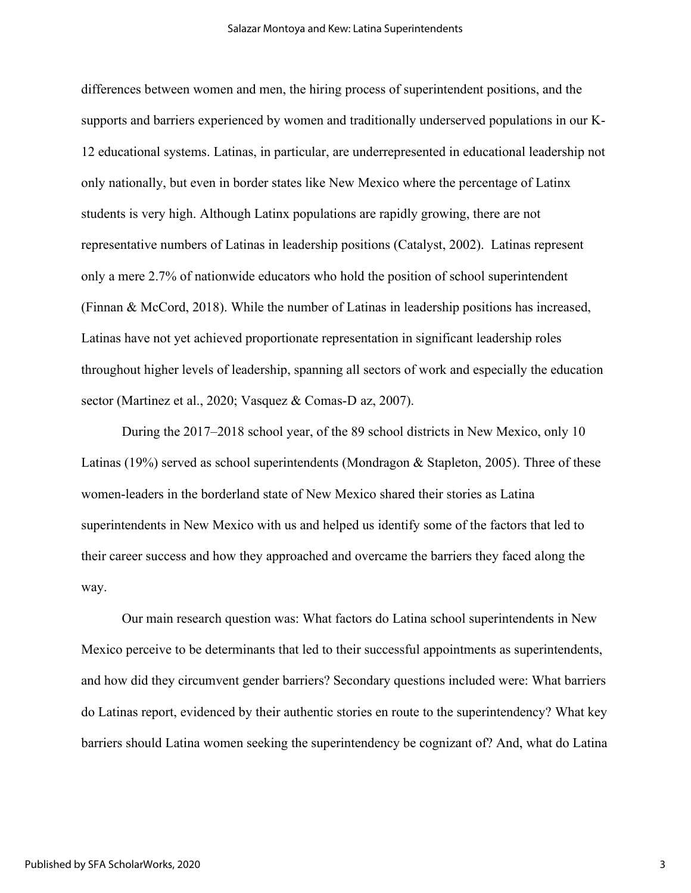differences between women and men, the hiring process of superintendent positions, and the supports and barriers experienced by women and traditionally underserved populations in our K-12 educational systems. Latinas, in particular, are underrepresented in educational leadership not only nationally, but even in border states like New Mexico where the percentage of Latinx students is very high. Although Latinx populations are rapidly growing, there are not representative numbers of Latinas in leadership positions (Catalyst, 2002). Latinas represent only a mere 2.7% of nationwide educators who hold the position of school superintendent (Finnan & McCord, 2018). While the number of Latinas in leadership positions has increased, Latinas have not yet achieved proportionate representation in significant leadership roles throughout higher levels of leadership, spanning all sectors of work and especially the education sector (Martinez et al., 2020; Vasquez & Comas-D az, 2007).

During the 2017–2018 school year, of the 89 school districts in New Mexico, only 10 Latinas (19%) served as school superintendents (Mondragon & Stapleton, 2005). Three of these women-leaders in the borderland state of New Mexico shared their stories as Latina superintendents in New Mexico with us and helped us identify some of the factors that led to their career success and how they approached and overcame the barriers they faced along the way.

Our main research question was: What factors do Latina school superintendents in New Mexico perceive to be determinants that led to their successful appointments as superintendents, and how did they circumvent gender barriers? Secondary questions included were: What barriers do Latinas report, evidenced by their authentic stories en route to the superintendency? What key barriers should Latina women seeking the superintendency be cognizant of? And, what do Latina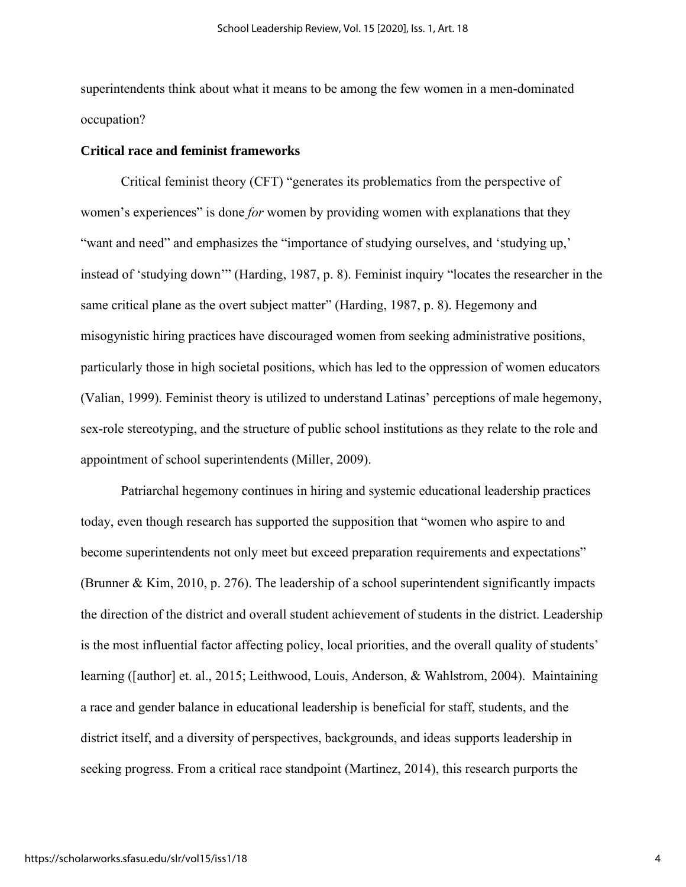superintendents think about what it means to be among the few women in a men-dominated occupation?

**Critical race and feminist frameworks**

Critical feminist theory (CFT) "generates its problematics from the perspective of women's experiences" is done *for* women by providing women with explanations that they "want and need" and emphasizes the "importance of studying ourselves, and 'studying up,' instead of 'studying down'" (Harding, 1987, p. 8). Feminist inquiry "locates the researcher in the same critical plane as the overt subject matter" (Harding, 1987, p. 8). Hegemony and misogynistic hiring practices have discouraged women from seeking administrative positions, particularly those in high societal positions, which has led to the oppression of women educators (Valian, 1999). Feminist theory is utilized to understand Latinas' perceptions of male hegemony, sex-role stereotyping, and the structure of public school institutions as they relate to the role and appointment of school superintendents (Miller, 2009).

Patriarchal hegemony continues in hiring and systemic educational leadership practices today, even though research has supported the supposition that "women who aspire to and become superintendents not only meet but exceed preparation requirements and expectations" (Brunner & Kim, 2010, p. 276). The leadership of a school superintendent significantly impacts the direction of the district and overall student achievement of students in the district. Leadership is the most influential factor affecting policy, local priorities, and the overall quality of students' learning ([author] et. al., 2015; Leithwood, Louis, Anderson, & Wahlstrom, 2004). Maintaining a race and gender balance in educational leadership is beneficial for staff, students, and the district itself, and a diversity of perspectives, backgrounds, and ideas supports leadership in seeking progress. From a critical race standpoint (Martinez, 2014), this research purports the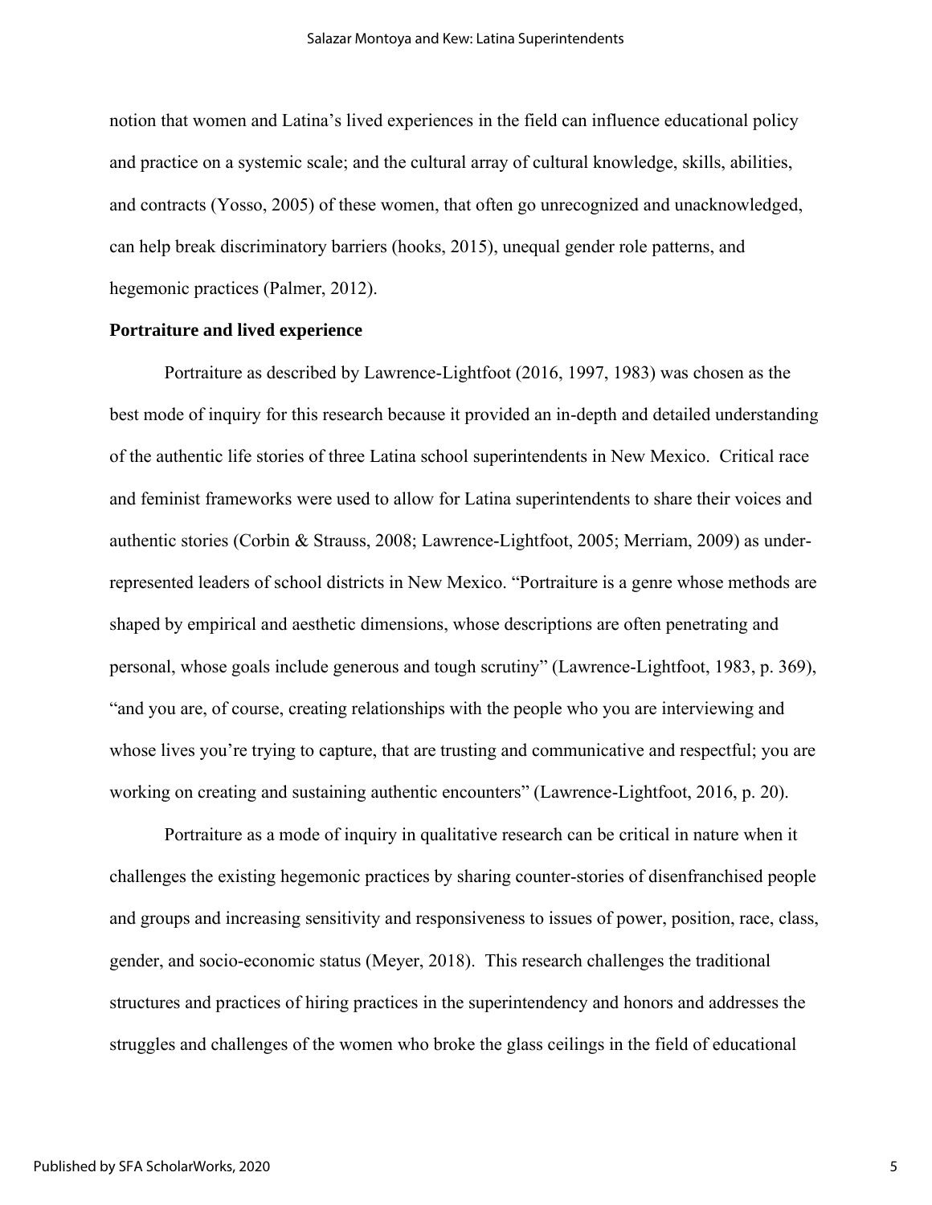notion that women and Latina's lived experiences in the field can influence educational policy and practice on a systemic scale; and the cultural array of cultural knowledge, skills, abilities, and contracts (Yosso, 2005) of these women, that often go unrecognized and unacknowledged, can help break discriminatory barriers (hooks, 2015), unequal gender role patterns, and hegemonic practices (Palmer, 2012).

**Portraiture and lived experience**

Portraiture as described by Lawrence-Lightfoot (2016, 1997, 1983) was chosen as the best mode of inquiry for this research because it provided an in-depth and detailed understanding of the authentic life stories of three Latina school superintendents in New Mexico. Critical race and feminist frameworks were used to allow for Latina superintendents to share their voices and authentic stories (Corbin & Strauss, 2008; Lawrence-Lightfoot, 2005; Merriam, 2009) as under-represented leaders of school districts in New Mexico. "Portraiture is a genre whose methods are shaped by empirical and aesthetic dimensions, whose descriptions are often penetrating and personal, whose goals include generous and tough scrutiny" (Lawrence-Lightfoot, 1983, p. 369), "and you are, of course, creating relationships with the people who you are interviewing and whose lives you're trying to capture, that are trusting and communicative and respectful; you are working on creating and sustaining authentic encounters" (Lawrence-Lightfoot, 2016, p. 20).

Portraiture as a mode of inquiry in qualitative research can be critical in nature when it challenges the existing hegemonic practices by sharing counter-stories of disenfranchised people and groups and increasing sensitivity and responsiveness to issues of power, position, race, class, gender, and socio-economic status (Meyer, 2018). This research challenges the traditional structures and practices of hiring practices in the superintendency and honors and addresses the struggles and challenges of the women who broke the glass ceilings in the field of educational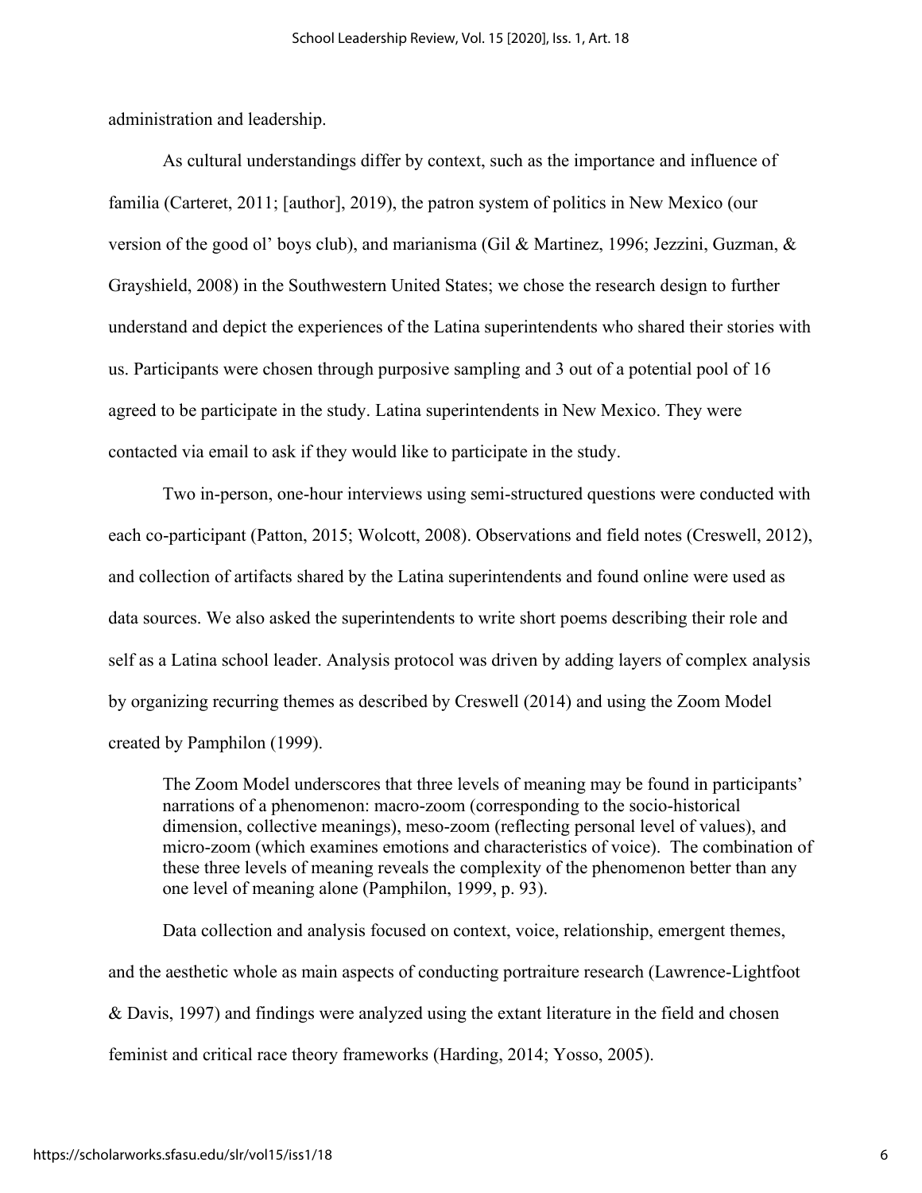administration and leadership.

As cultural understandings differ by context, such as the importance and influence of familia (Carteret, 2011; [author], 2019), the patron system of politics in New Mexico (our version of the good ol' boys club), and marianisma (Gil & Martinez, 1996; Jezzini, Guzman, & Grayshield, 2008) in the Southwestern United States; we chose the research design to further understand and depict the experiences of the Latina superintendents who shared their stories with us. Participants were chosen through purposive sampling and 3 out of a potential pool of 16 agreed to be participate in the study. Latina superintendents in New Mexico. They were contacted via email to ask if they would like to participate in the study.

Two in-person, one-hour interviews using semi-structured questions were conducted with each co-participant (Patton, 2015; Wolcott, 2008). Observations and field notes (Creswell, 2012), and collection of artifacts shared by the Latina superintendents and found online were used as data sources. We also asked the superintendents to write short poems describing their role and self as a Latina school leader. Analysis protocol was driven by adding layers of complex analysis by organizing recurring themes as described by Creswell (2014) and using the Zoom Model created by Pamphilon (1999).

> The Zoom Model underscores that three levels of meaning may be found in participants' narrations of a phenomenon: macro-zoom (corresponding to the socio-historical dimension, collective meanings), meso-zoom (reflecting personal level of values), and micro-zoom (which examines emotions and characteristics of voice). The combination of these three levels of meaning reveals the complexity of the phenomenon better than any one level of meaning alone (Pamphilon, 1999, p. 93).

Data collection and analysis focused on context, voice, relationship, emergent themes, and the aesthetic whole as main aspects of conducting portraiture research (Lawrence-Lightfoot & Davis, 1997) and findings were analyzed using the extant literature in the field and chosen feminist and critical race theory frameworks (Harding, 2014; Yosso, 2005).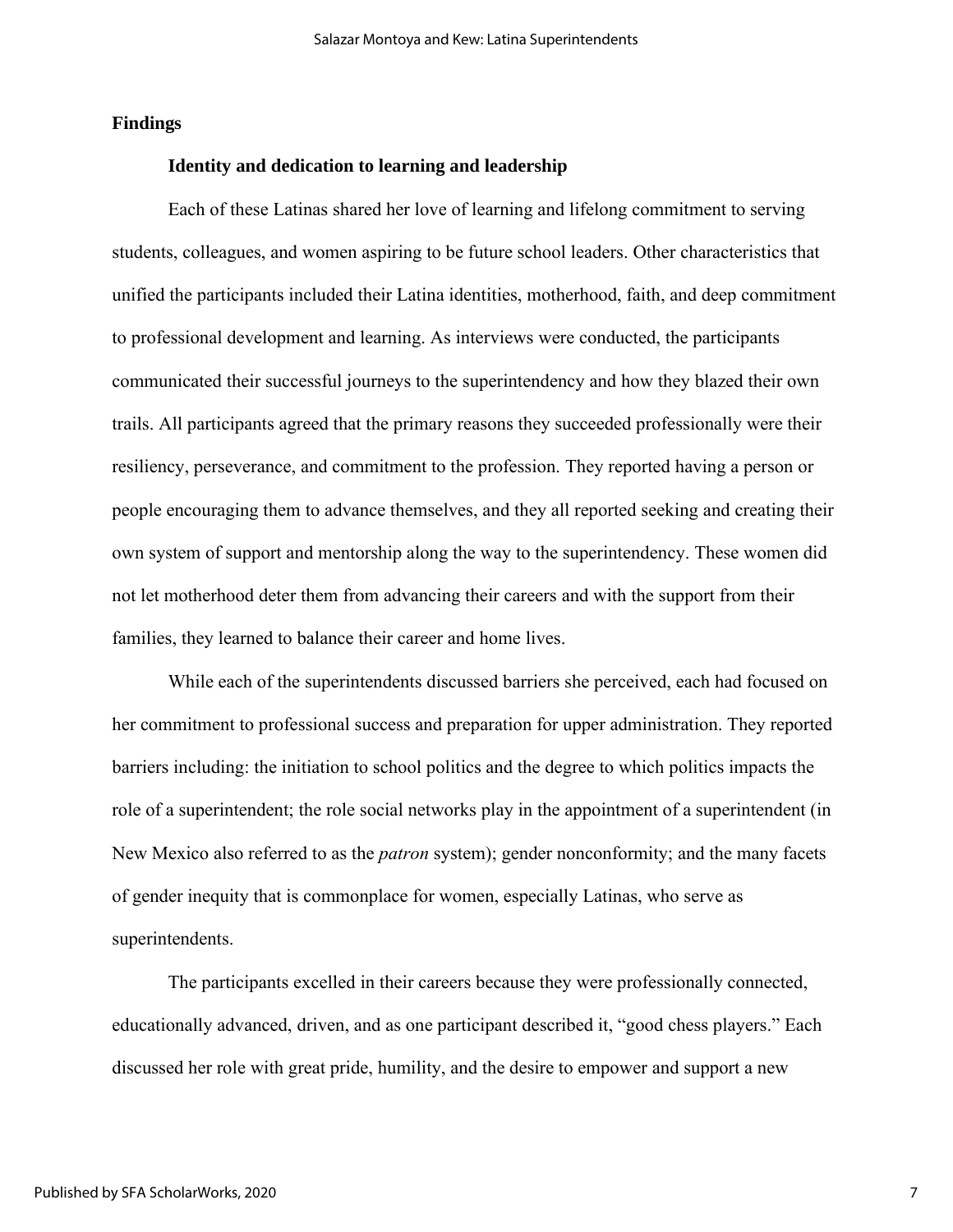## Findings

### Identity and dedication to learning and leadership

Each of these Latinas shared her love of learning and lifelong commitment to serving students, colleagues, and women aspiring to be future school leaders. Other characteristics that unified the participants included their Latina identities, motherhood, faith, and deep commitment to professional development and learning. As interviews were conducted, the participants communicated their successful journeys to the superintendency and how they blazed their own trails. All participants agreed that the primary reasons they succeeded professionally were their resiliency, perseverance, and commitment to the profession. They reported having a person or people encouraging them to advance themselves, and they all reported seeking and creating their own system of support and mentorship along the way to the superintendency. These women did not let motherhood deter them from advancing their careers and with the support from their families, they learned to balance their career and home lives.

While each of the superintendents discussed barriers she perceived, each had focused on her commitment to professional success and preparation for upper administration. They reported barriers including: the initiation to school politics and the degree to which politics impacts the role of a superintendent; the role social networks play in the appointment of a superintendent (in New Mexico also referred to as the *patron* system); gender nonconformity; and the many facets of gender inequity that is commonplace for women, especially Latinas, who serve as superintendents.

The participants excelled in their careers because they were professionally connected, educationally advanced, driven, and as one participant described it, "good chess players." Each discussed her role with great pride, humility, and the desire to empower and support a new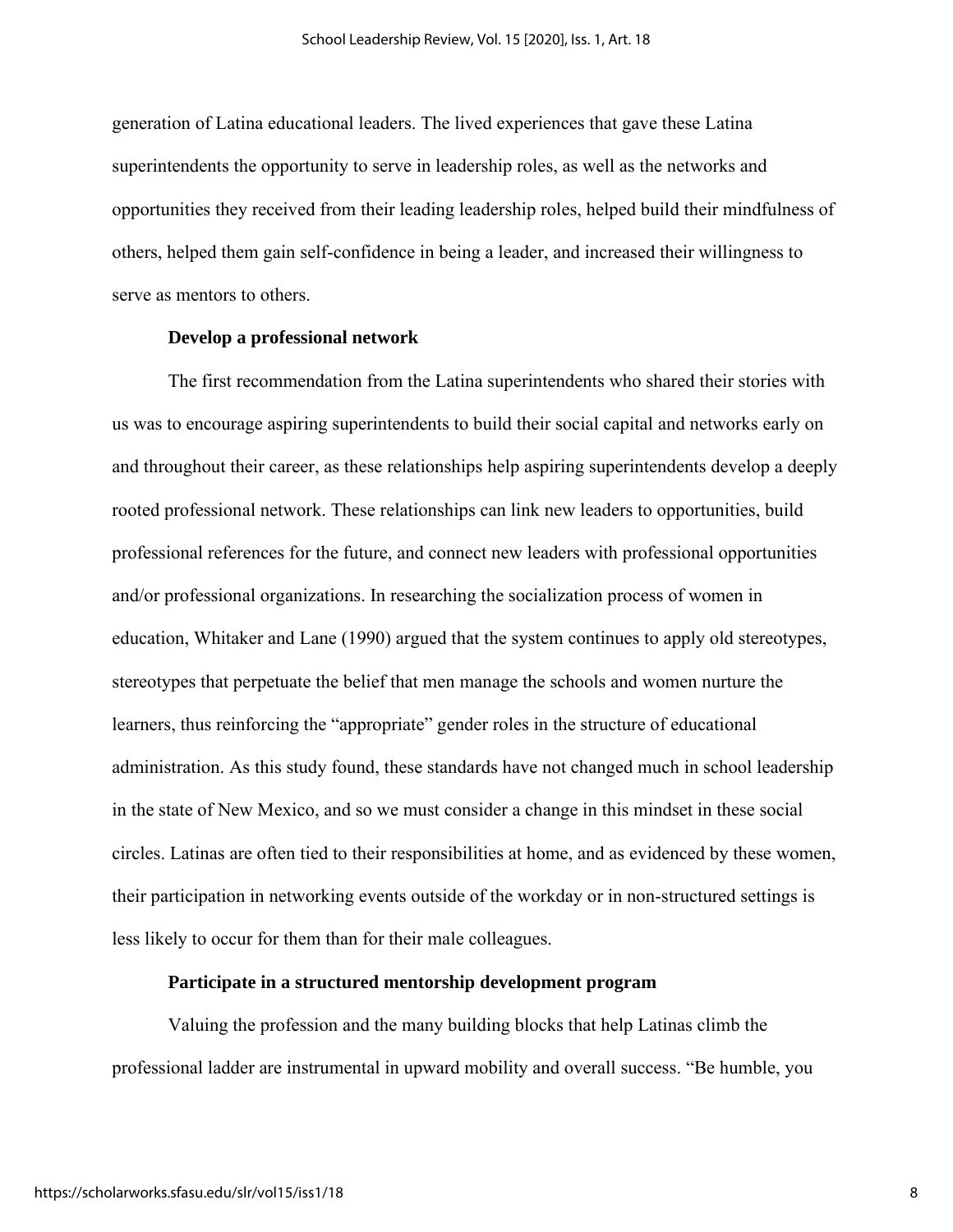generation of Latina educational leaders. The lived experiences that gave these Latina superintendents the opportunity to serve in leadership roles, as well as the networks and opportunities they received from their leading leadership roles, helped build their mindfulness of others, helped them gain self-confidence in being a leader, and increased their willingness to serve as mentors to others.

### Develop a professional network

The first recommendation from the Latina superintendents who shared their stories with us was to encourage aspiring superintendents to build their social capital and networks early on and throughout their career, as these relationships help aspiring superintendents develop a deeply rooted professional network. These relationships can link new leaders to opportunities, build professional references for the future, and connect new leaders with professional opportunities and/or professional organizations. In researching the socialization process of women in education, Whitaker and Lane (1990) argued that the system continues to apply old stereotypes, stereotypes that perpetuate the belief that men manage the schools and women nurture the learners, thus reinforcing the "appropriate" gender roles in the structure of educational administration. As this study found, these standards have not changed much in school leadership in the state of New Mexico, and so we must consider a change in this mindset in these social circles. Latinas are often tied to their responsibilities at home, and as evidenced by these women, their participation in networking events outside of the workday or in non-structured settings is less likely to occur for them than for their male colleagues.

### Participate in a structured mentorship development program

Valuing the profession and the many building blocks that help Latinas climb the professional ladder are instrumental in upward mobility and overall success. "Be humble, you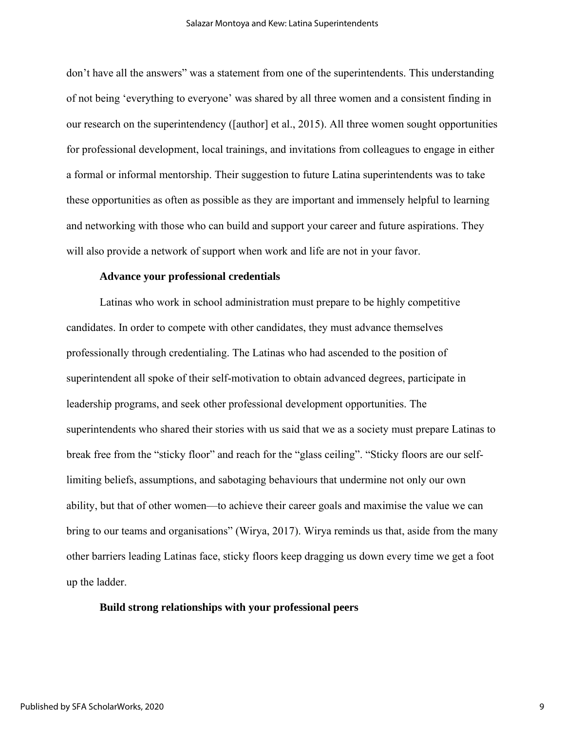don't have all the answers" was a statement from one of the superintendents. This understanding of not being 'everything to everyone' was shared by all three women and a consistent finding in our research on the superintendency ([author] et al., 2015). All three women sought opportunities for professional development, local trainings, and invitations from colleagues to engage in either a formal or informal mentorship. Their suggestion to future Latina superintendents was to take these opportunities as often as possible as they are important and immensely helpful to learning and networking with those who can build and support your career and future aspirations. They will also provide a network of support when work and life are not in your favor.

**Advance your professional credentials**

Latinas who work in school administration must prepare to be highly competitive candidates. In order to compete with other candidates, they must advance themselves professionally through credentialing. The Latinas who had ascended to the position of superintendent all spoke of their self-motivation to obtain advanced degrees, participate in leadership programs, and seek other professional development opportunities. The superintendents who shared their stories with us said that we as a society must prepare Latinas to break free from the "sticky floor" and reach for the "glass ceiling". "Sticky floors are our self-limiting beliefs, assumptions, and sabotaging behaviours that undermine not only our own ability, but that of other women—to achieve their career goals and maximise the value we can bring to our teams and organisations" (Wirya, 2017). Wirya reminds us that, aside from the many other barriers leading Latinas face, sticky floors keep dragging us down every time we get a foot up the ladder.

**Build strong relationships with your professional peers**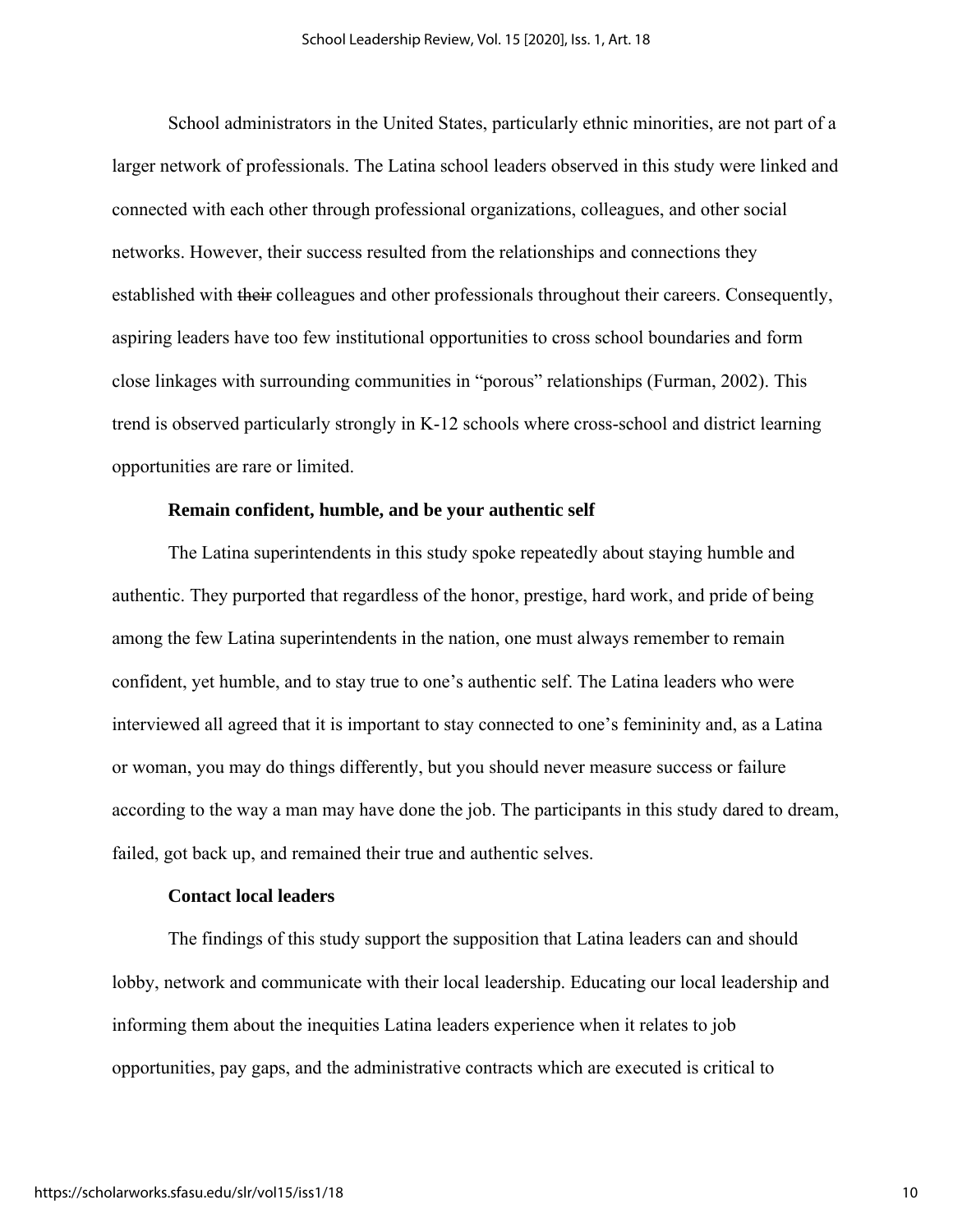School administrators in the United States, particularly ethnic minorities, are not part of a larger network of professionals. The Latina school leaders observed in this study were linked and connected with each other through professional organizations, colleagues, and other social networks. However, their success resulted from the relationships and connections they established with ~~their~~ colleagues and other professionals throughout their careers. Consequently, aspiring leaders have too few institutional opportunities to cross school boundaries and form close linkages with surrounding communities in "porous" relationships (Furman, 2002). This trend is observed particularly strongly in K-12 schools where cross-school and district learning opportunities are rare or limited.

**Remain confident, humble, and be your authentic self**

The Latina superintendents in this study spoke repeatedly about staying humble and authentic. They purported that regardless of the honor, prestige, hard work, and pride of being among the few Latina superintendents in the nation, one must always remember to remain confident, yet humble, and to stay true to one's authentic self. The Latina leaders who were interviewed all agreed that it is important to stay connected to one's femininity and, as a Latina or woman, you may do things differently, but you should never measure success or failure according to the way a man may have done the job. The participants in this study dared to dream, failed, got back up, and remained their true and authentic selves.

**Contact local leaders**

The findings of this study support the supposition that Latina leaders can and should lobby, network and communicate with their local leadership. Educating our local leadership and informing them about the inequities Latina leaders experience when it relates to job opportunities, pay gaps, and the administrative contracts which are executed is critical to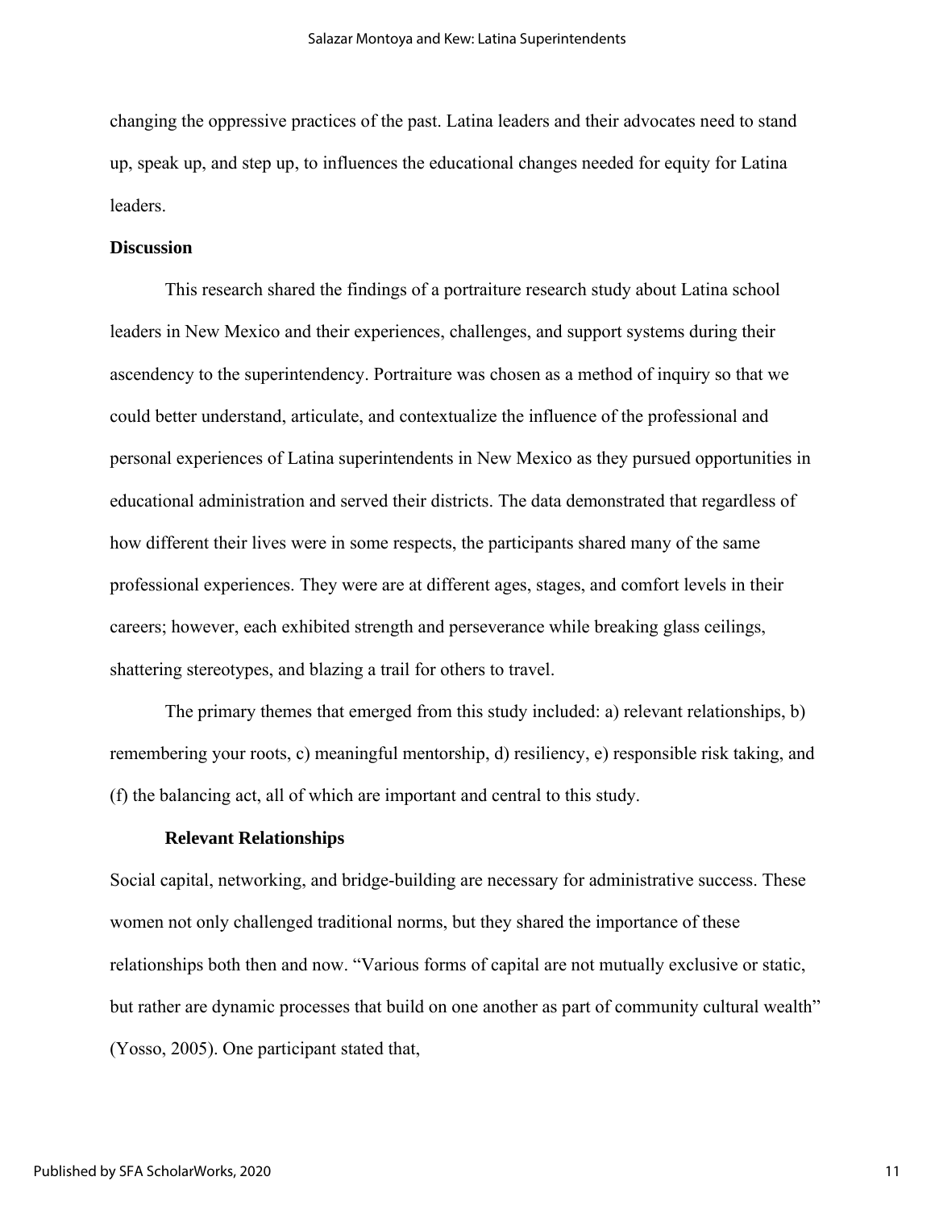changing the oppressive practices of the past. Latina leaders and their advocates need to stand up, speak up, and step up, to influences the educational changes needed for equity for Latina leaders.

## Discussion

This research shared the findings of a portraiture research study about Latina school leaders in New Mexico and their experiences, challenges, and support systems during their ascendency to the superintendency. Portraiture was chosen as a method of inquiry so that we could better understand, articulate, and contextualize the influence of the professional and personal experiences of Latina superintendents in New Mexico as they pursued opportunities in educational administration and served their districts. The data demonstrated that regardless of how different their lives were in some respects, the participants shared many of the same professional experiences. They were are at different ages, stages, and comfort levels in their careers; however, each exhibited strength and perseverance while breaking glass ceilings, shattering stereotypes, and blazing a trail for others to travel.

The primary themes that emerged from this study included: a) relevant relationships, b) remembering your roots, c) meaningful mentorship, d) resiliency, e) responsible risk taking, and (f) the balancing act, all of which are important and central to this study.

### Relevant Relationships

Social capital, networking, and bridge-building are necessary for administrative success. These women not only challenged traditional norms, but they shared the importance of these relationships both then and now. "Various forms of capital are not mutually exclusive or static, but rather are dynamic processes that build on one another as part of community cultural wealth" (Yosso, 2005). One participant stated that,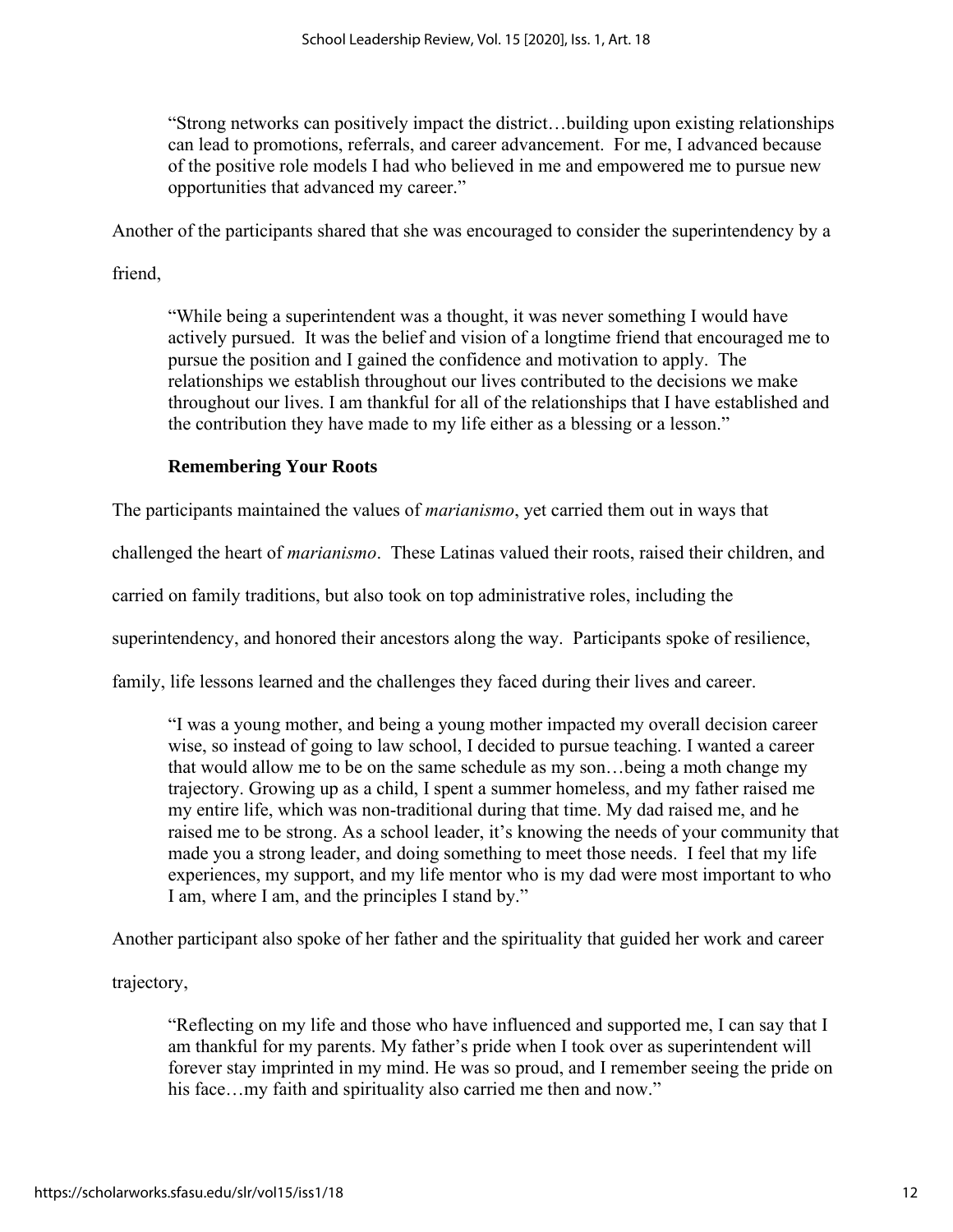> "Strong networks can positively impact the district…building upon existing relationships can lead to promotions, referrals, and career advancement. For me, I advanced because of the positive role models I had who believed in me and empowered me to pursue new opportunities that advanced my career."

Another of the participants shared that she was encouraged to consider the superintendency by a friend,

> "While being a superintendent was a thought, it was never something I would have actively pursued. It was the belief and vision of a longtime friend that encouraged me to pursue the position and I gained the confidence and motivation to apply. The relationships we establish throughout our lives contributed to the decisions we make throughout our lives. I am thankful for all of the relationships that I have established and the contribution they have made to my life either as a blessing or a lesson."

### Remembering Your Roots

The participants maintained the values of *marianismo*, yet carried them out in ways that challenged the heart of *marianismo*. These Latinas valued their roots, raised their children, and carried on family traditions, but also took on top administrative roles, including the superintendency, and honored their ancestors along the way. Participants spoke of resilience, family, life lessons learned and the challenges they faced during their lives and career.

> "I was a young mother, and being a young mother impacted my overall decision career wise, so instead of going to law school, I decided to pursue teaching. I wanted a career that would allow me to be on the same schedule as my son…being a moth change my trajectory. Growing up as a child, I spent a summer homeless, and my father raised me my entire life, which was non-traditional during that time. My dad raised me, and he raised me to be strong. As a school leader, it's knowing the needs of your community that made you a strong leader, and doing something to meet those needs. I feel that my life experiences, my support, and my life mentor who is my dad were most important to who I am, where I am, and the principles I stand by."

Another participant also spoke of her father and the spirituality that guided her work and career trajectory,

> "Reflecting on my life and those who have influenced and supported me, I can say that I am thankful for my parents. My father's pride when I took over as superintendent will forever stay imprinted in my mind. He was so proud, and I remember seeing the pride on his face…my faith and spirituality also carried me then and now."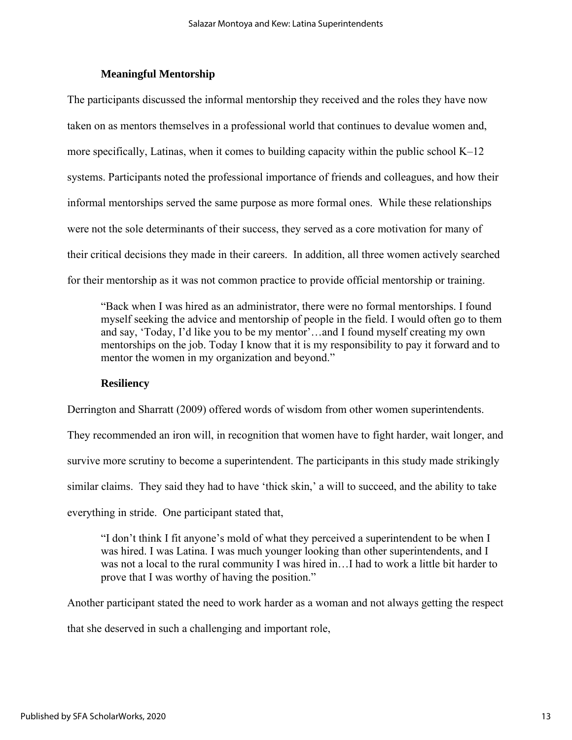### Meaningful Mentorship

The participants discussed the informal mentorship they received and the roles they have now taken on as mentors themselves in a professional world that continues to devalue women and, more specifically, Latinas, when it comes to building capacity within the public school K–12 systems. Participants noted the professional importance of friends and colleagues, and how their informal mentorships served the same purpose as more formal ones. While these relationships were not the sole determinants of their success, they served as a core motivation for many of their critical decisions they made in their careers. In addition, all three women actively searched for their mentorship as it was not common practice to provide official mentorship or training.

> "Back when I was hired as an administrator, there were no formal mentorships. I found myself seeking the advice and mentorship of people in the field. I would often go to them and say, 'Today, I'd like you to be my mentor'…and I found myself creating my own mentorships on the job. Today I know that it is my responsibility to pay it forward and to mentor the women in my organization and beyond."

### Resiliency

Derrington and Sharratt (2009) offered words of wisdom from other women superintendents. They recommended an iron will, in recognition that women have to fight harder, wait longer, and survive more scrutiny to become a superintendent. The participants in this study made strikingly similar claims. They said they had to have 'thick skin,' a will to succeed, and the ability to take everything in stride. One participant stated that,

> "I don't think I fit anyone's mold of what they perceived a superintendent to be when I was hired. I was Latina. I was much younger looking than other superintendents, and I was not a local to the rural community I was hired in…I had to work a little bit harder to prove that I was worthy of having the position."

Another participant stated the need to work harder as a woman and not always getting the respect that she deserved in such a challenging and important role,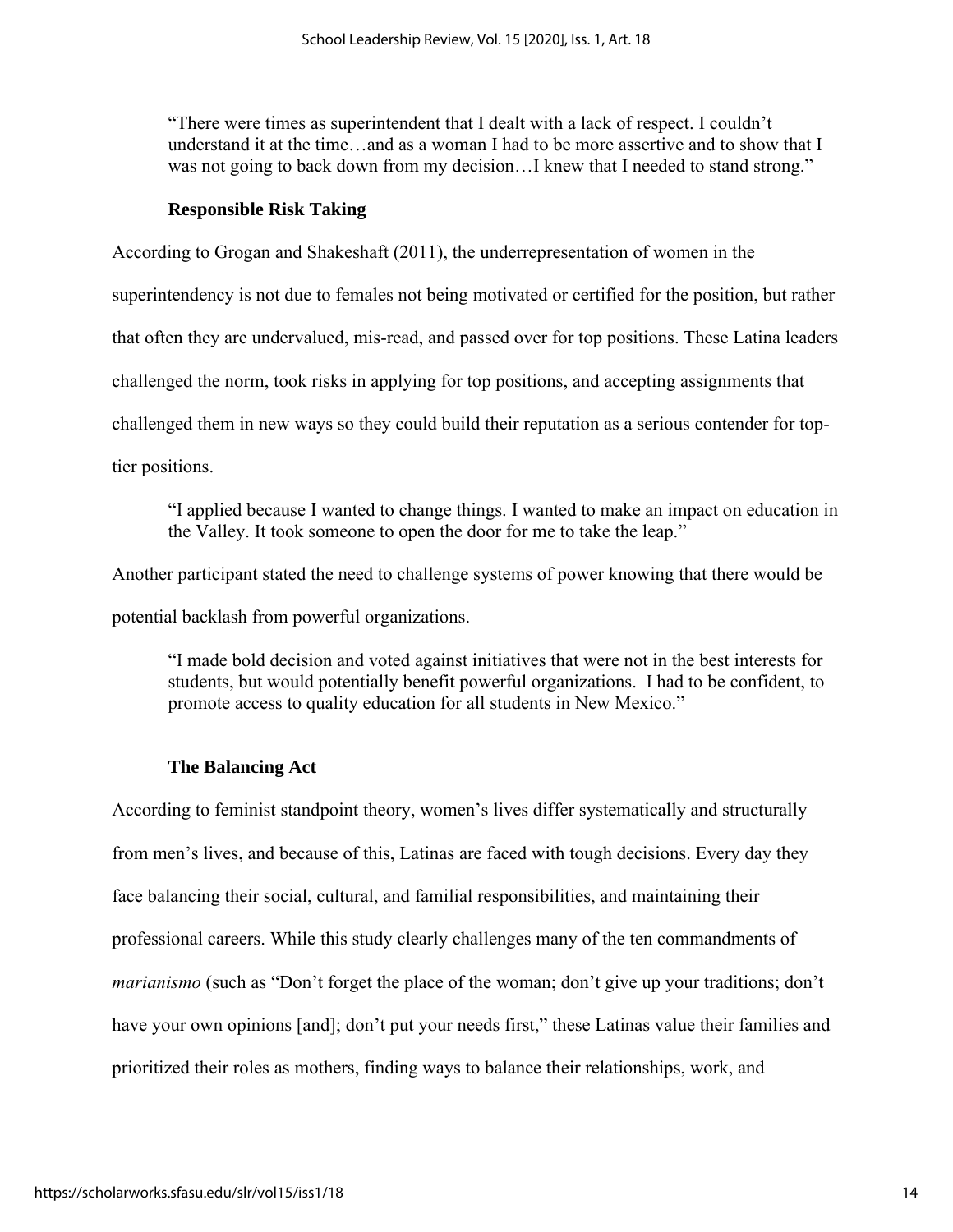> "There were times as superintendent that I dealt with a lack of respect. I couldn't understand it at the time…and as a woman I had to be more assertive and to show that I was not going to back down from my decision…I knew that I needed to stand strong."

**Responsible Risk Taking**

According to Grogan and Shakeshaft (2011), the underrepresentation of women in the superintendency is not due to females not being motivated or certified for the position, but rather that often they are undervalued, mis-read, and passed over for top positions. These Latina leaders challenged the norm, took risks in applying for top positions, and accepting assignments that challenged them in new ways so they could build their reputation as a serious contender for top-tier positions.

> "I applied because I wanted to change things. I wanted to make an impact on education in the Valley. It took someone to open the door for me to take the leap."

Another participant stated the need to challenge systems of power knowing that there would be potential backlash from powerful organizations.

> "I made bold decision and voted against initiatives that were not in the best interests for students, but would potentially benefit powerful organizations. I had to be confident, to promote access to quality education for all students in New Mexico."

**The Balancing Act**

According to feminist standpoint theory, women's lives differ systematically and structurally from men's lives, and because of this, Latinas are faced with tough decisions. Every day they face balancing their social, cultural, and familial responsibilities, and maintaining their professional careers. While this study clearly challenges many of the ten commandments of *marianismo* (such as "Don't forget the place of the woman; don't give up your traditions; don't have your own opinions [and]; don't put your needs first," these Latinas value their families and prioritized their roles as mothers, finding ways to balance their relationships, work, and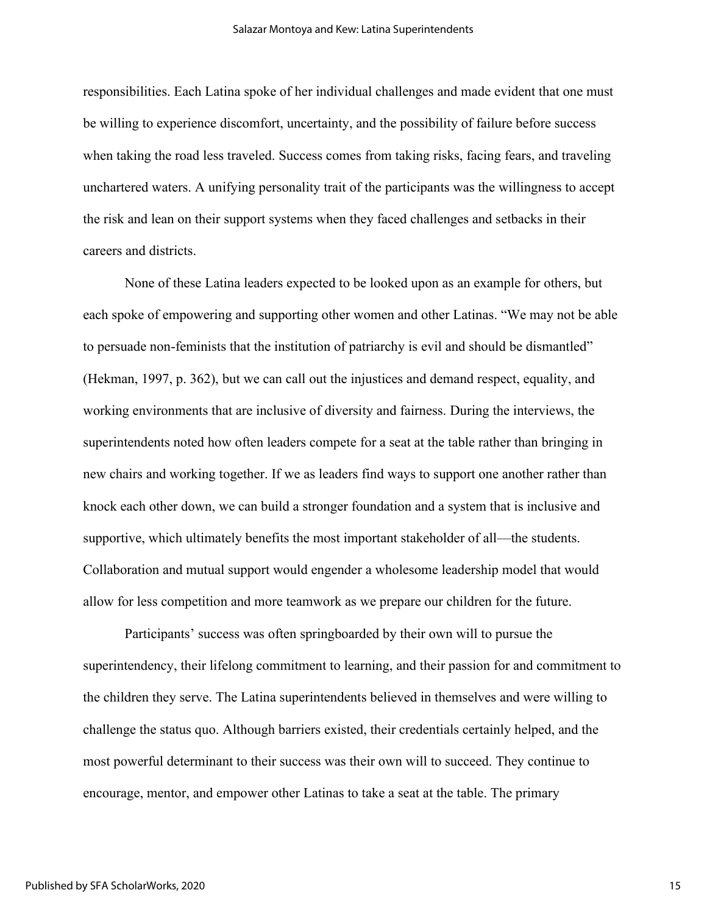responsibilities. Each Latina spoke of her individual challenges and made evident that one must be willing to experience discomfort, uncertainty, and the possibility of failure before success when taking the road less traveled. Success comes from taking risks, facing fears, and traveling unchartered waters. A unifying personality trait of the participants was the willingness to accept the risk and lean on their support systems when they faced challenges and setbacks in their careers and districts.

None of these Latina leaders expected to be looked upon as an example for others, but each spoke of empowering and supporting other women and other Latinas. "We may not be able to persuade non-feminists that the institution of patriarchy is evil and should be dismantled" (Hekman, 1997, p. 362), but we can call out the injustices and demand respect, equality, and working environments that are inclusive of diversity and fairness. During the interviews, the superintendents noted how often leaders compete for a seat at the table rather than bringing in new chairs and working together. If we as leaders find ways to support one another rather than knock each other down, we can build a stronger foundation and a system that is inclusive and supportive, which ultimately benefits the most important stakeholder of all—the students. Collaboration and mutual support would engender a wholesome leadership model that would allow for less competition and more teamwork as we prepare our children for the future.

Participants' success was often springboarded by their own will to pursue the superintendency, their lifelong commitment to learning, and their passion for and commitment to the children they serve. The Latina superintendents believed in themselves and were willing to challenge the status quo. Although barriers existed, their credentials certainly helped, and the most powerful determinant to their success was their own will to succeed. They continue to encourage, mentor, and empower other Latinas to take a seat at the table. The primary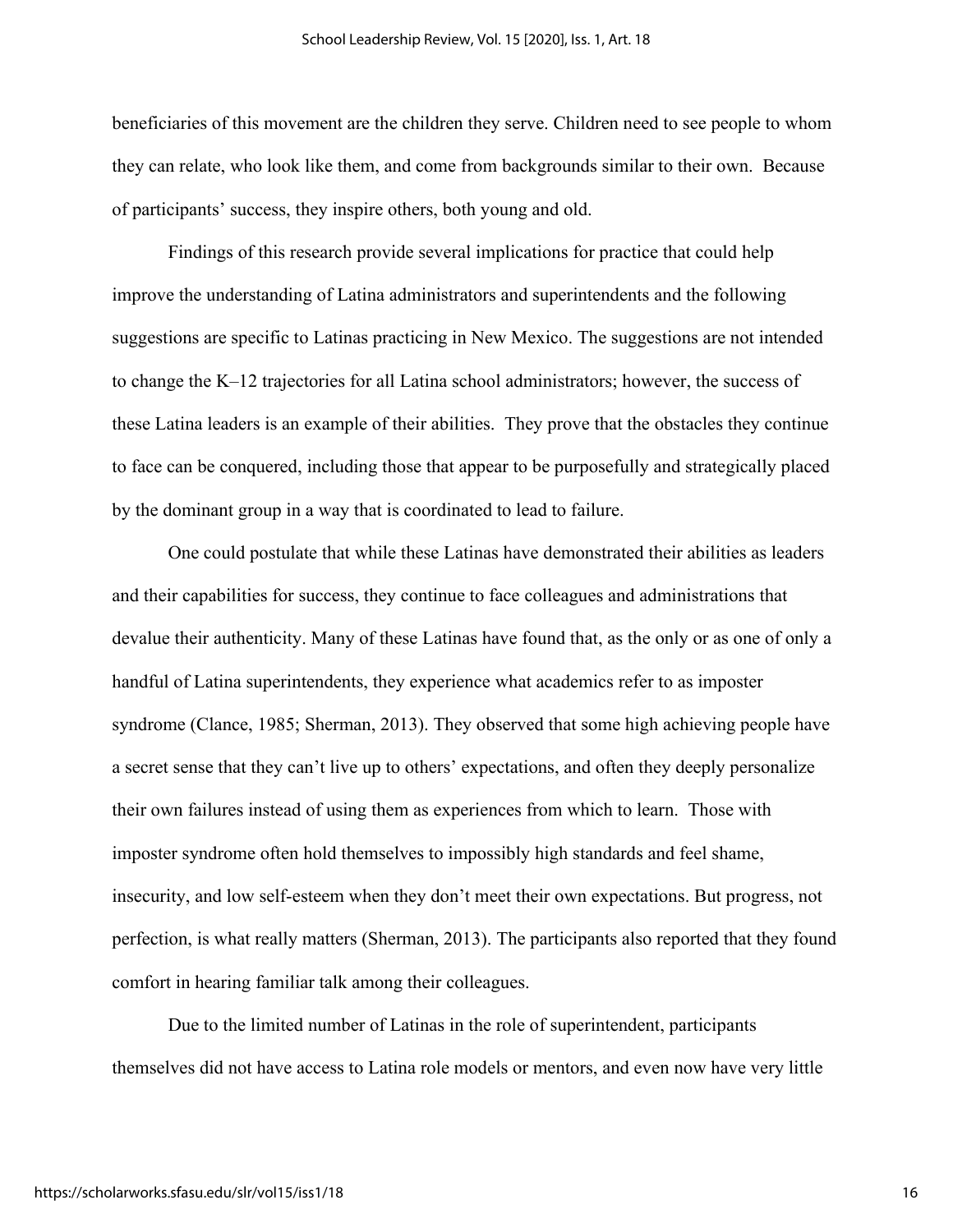beneficiaries of this movement are the children they serve. Children need to see people to whom they can relate, who look like them, and come from backgrounds similar to their own. Because of participants' success, they inspire others, both young and old.

Findings of this research provide several implications for practice that could help improve the understanding of Latina administrators and superintendents and the following suggestions are specific to Latinas practicing in New Mexico. The suggestions are not intended to change the K–12 trajectories for all Latina school administrators; however, the success of these Latina leaders is an example of their abilities. They prove that the obstacles they continue to face can be conquered, including those that appear to be purposefully and strategically placed by the dominant group in a way that is coordinated to lead to failure.

One could postulate that while these Latinas have demonstrated their abilities as leaders and their capabilities for success, they continue to face colleagues and administrations that devalue their authenticity. Many of these Latinas have found that, as the only or as one of only a handful of Latina superintendents, they experience what academics refer to as imposter syndrome (Clance, 1985; Sherman, 2013). They observed that some high achieving people have a secret sense that they can't live up to others' expectations, and often they deeply personalize their own failures instead of using them as experiences from which to learn. Those with imposter syndrome often hold themselves to impossibly high standards and feel shame, insecurity, and low self-esteem when they don't meet their own expectations. But progress, not perfection, is what really matters (Sherman, 2013). The participants also reported that they found comfort in hearing familiar talk among their colleagues.

Due to the limited number of Latinas in the role of superintendent, participants themselves did not have access to Latina role models or mentors, and even now have very little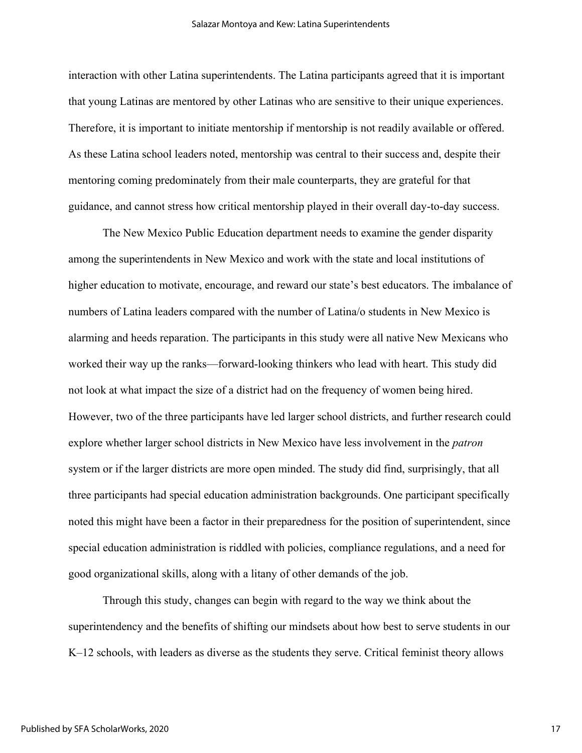interaction with other Latina superintendents. The Latina participants agreed that it is important that young Latinas are mentored by other Latinas who are sensitive to their unique experiences. Therefore, it is important to initiate mentorship if mentorship is not readily available or offered. As these Latina school leaders noted, mentorship was central to their success and, despite their mentoring coming predominately from their male counterparts, they are grateful for that guidance, and cannot stress how critical mentorship played in their overall day-to-day success.

The New Mexico Public Education department needs to examine the gender disparity among the superintendents in New Mexico and work with the state and local institutions of higher education to motivate, encourage, and reward our state's best educators. The imbalance of numbers of Latina leaders compared with the number of Latina/o students in New Mexico is alarming and heeds reparation. The participants in this study were all native New Mexicans who worked their way up the ranks—forward-looking thinkers who lead with heart. This study did not look at what impact the size of a district had on the frequency of women being hired. However, two of the three participants have led larger school districts, and further research could explore whether larger school districts in New Mexico have less involvement in the *patron* system or if the larger districts are more open minded. The study did find, surprisingly, that all three participants had special education administration backgrounds. One participant specifically noted this might have been a factor in their preparedness for the position of superintendent, since special education administration is riddled with policies, compliance regulations, and a need for good organizational skills, along with a litany of other demands of the job.

Through this study, changes can begin with regard to the way we think about the superintendency and the benefits of shifting our mindsets about how best to serve students in our K–12 schools, with leaders as diverse as the students they serve. Critical feminist theory allows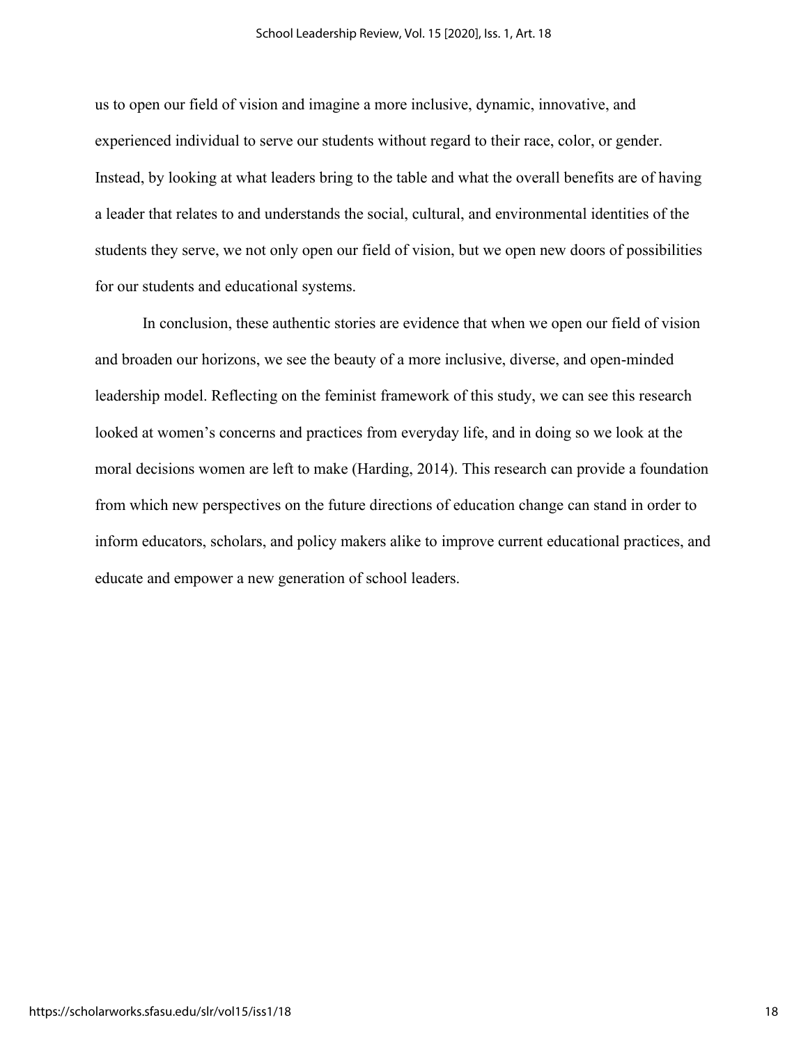us to open our field of vision and imagine a more inclusive, dynamic, innovative, and experienced individual to serve our students without regard to their race, color, or gender. Instead, by looking at what leaders bring to the table and what the overall benefits are of having a leader that relates to and understands the social, cultural, and environmental identities of the students they serve, we not only open our field of vision, but we open new doors of possibilities for our students and educational systems.

In conclusion, these authentic stories are evidence that when we open our field of vision and broaden our horizons, we see the beauty of a more inclusive, diverse, and open-minded leadership model. Reflecting on the feminist framework of this study, we can see this research looked at women's concerns and practices from everyday life, and in doing so we look at the moral decisions women are left to make (Harding, 2014). This research can provide a foundation from which new perspectives on the future directions of education change can stand in order to inform educators, scholars, and policy makers alike to improve current educational practices, and educate and empower a new generation of school leaders.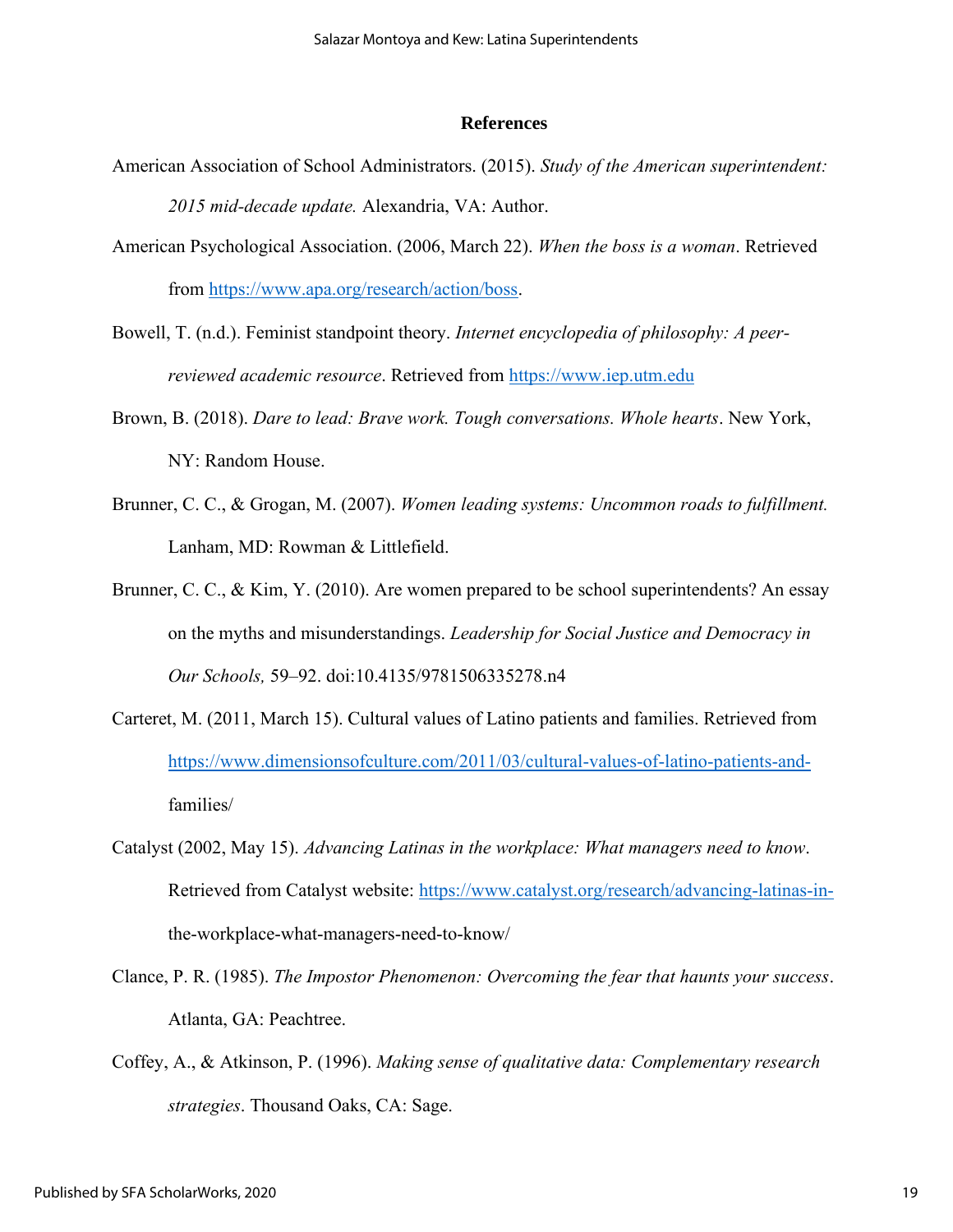## References

American Association of School Administrators. (2015). *Study of the American superintendent: 2015 mid-decade update.* Alexandria, VA: Author.

American Psychological Association. (2006, March 22). *When the boss is a woman*. Retrieved from https://www.apa.org/research/action/boss.

Bowell, T. (n.d.). Feminist standpoint theory. *Internet encyclopedia of philosophy: A peer-reviewed academic resource*. Retrieved from https://www.iep.utm.edu

Brown, B. (2018). *Dare to lead: Brave work. Tough conversations. Whole hearts*. New York, NY: Random House.

Brunner, C. C., & Grogan, M. (2007). *Women leading systems: Uncommon roads to fulfillment.* Lanham, MD: Rowman & Littlefield.

Brunner, C. C., & Kim, Y. (2010). Are women prepared to be school superintendents? An essay on the myths and misunderstandings. *Leadership for Social Justice and Democracy in Our Schools,* 59–92. doi:10.4135/9781506335278.n4

Carteret, M. (2011, March 15). Cultural values of Latino patients and families. Retrieved from https://www.dimensionsofculture.com/2011/03/cultural-values-of-latino-patients-and-families/

Catalyst (2002, May 15). *Advancing Latinas in the workplace: What managers need to know*. Retrieved from Catalyst website: https://www.catalyst.org/research/advancing-latinas-in-the-workplace-what-managers-need-to-know/

Clance, P. R. (1985). *The Impostor Phenomenon: Overcoming the fear that haunts your success*. Atlanta, GA: Peachtree.

Coffey, A., & Atkinson, P. (1996). *Making sense of qualitative data: Complementary research strategies*. Thousand Oaks, CA: Sage.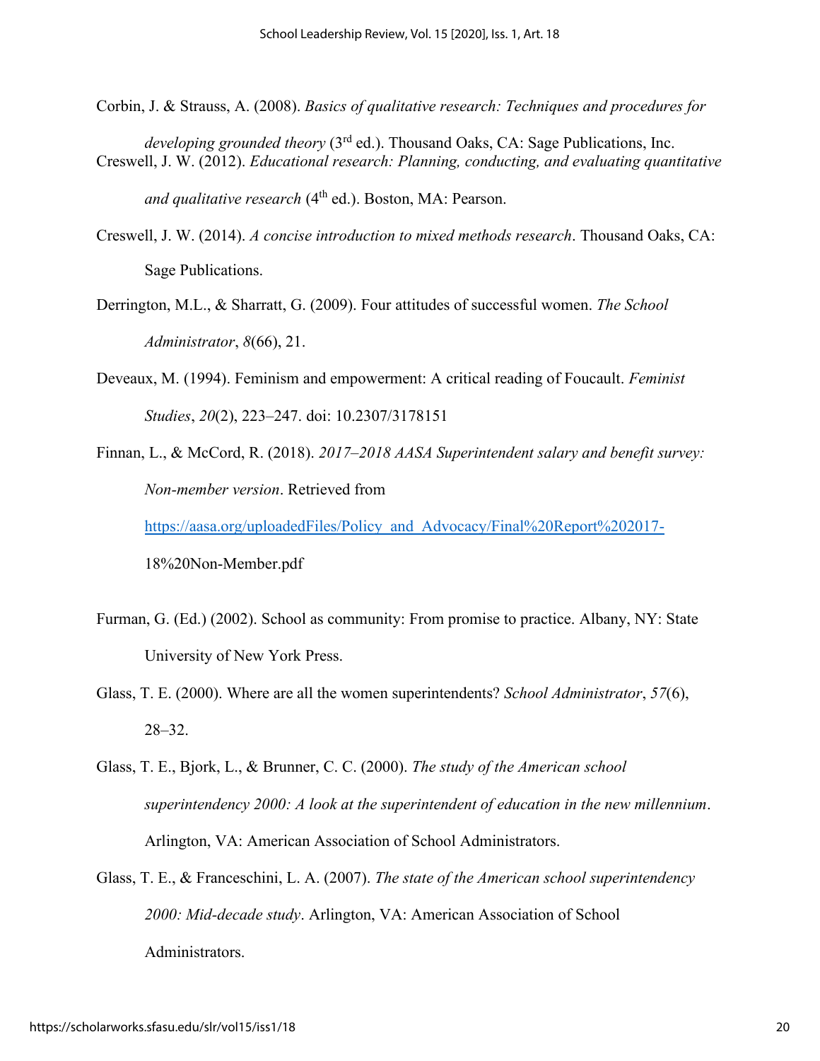Corbin, J. & Strauss, A. (2008). *Basics of qualitative research: Techniques and procedures for developing grounded theory* (3rd ed.). Thousand Oaks, CA: Sage Publications, Inc.

Creswell, J. W. (2012). *Educational research: Planning, conducting, and evaluating quantitative and qualitative research* (4th ed.). Boston, MA: Pearson.

Creswell, J. W. (2014). *A concise introduction to mixed methods research*. Thousand Oaks, CA: Sage Publications.

Derrington, M.L., & Sharratt, G. (2009). Four attitudes of successful women. *The School Administrator*, *8*(66), 21.

Deveaux, M. (1994). Feminism and empowerment: A critical reading of Foucault. *Feminist Studies*, *20*(2), 223–247. doi: 10.2307/3178151

Finnan, L., & McCord, R. (2018). *2017–2018 AASA Superintendent salary and benefit survey: Non-member version*. Retrieved from https://aasa.org/uploadedFiles/Policy_and_Advocacy/Final%20Report%202017-18%20Non-Member.pdf

Furman, G. (Ed.) (2002). School as community: From promise to practice. Albany, NY: State University of New York Press.

Glass, T. E. (2000). Where are all the women superintendents? *School Administrator*, *57*(6), 28–32.

Glass, T. E., Bjork, L., & Brunner, C. C. (2000). *The study of the American school superintendency 2000: A look at the superintendent of education in the new millennium*. Arlington, VA: American Association of School Administrators.

Glass, T. E., & Franceschini, L. A. (2007). *The state of the American school superintendency 2000: Mid-decade study*. Arlington, VA: American Association of School Administrators.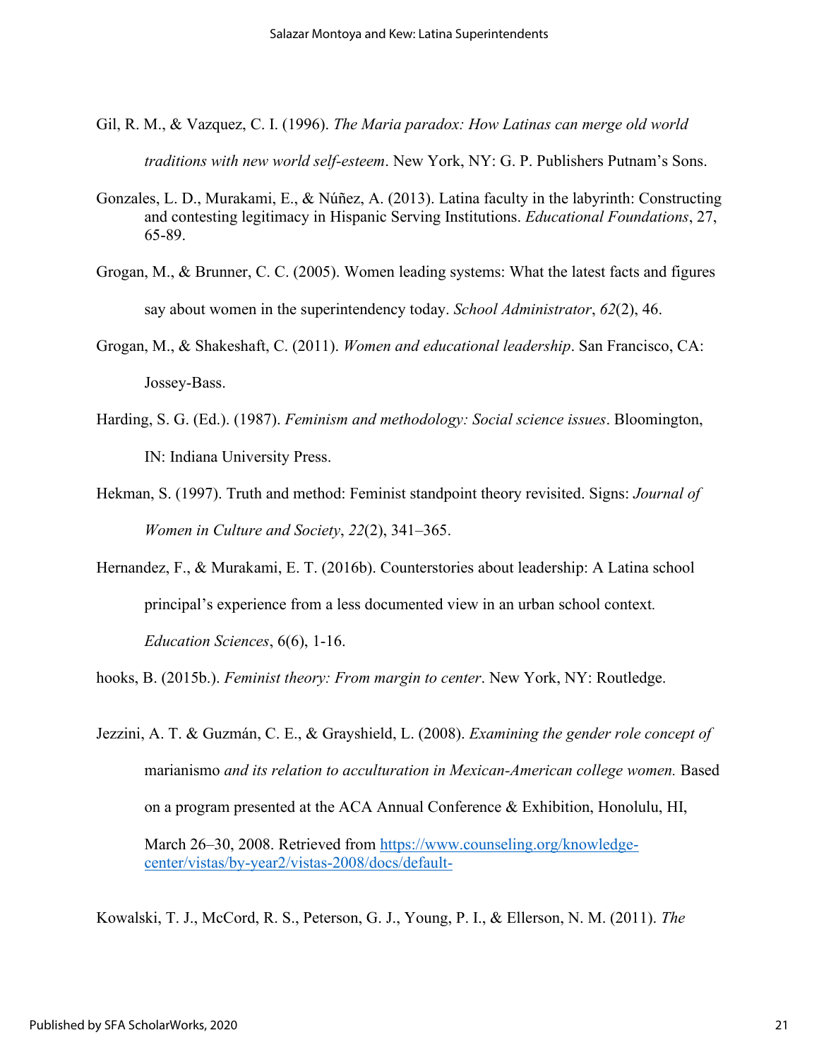Gil, R. M., & Vazquez, C. I. (1996). *The Maria paradox: How Latinas can merge old world traditions with new world self-esteem*. New York, NY: G. P. Publishers Putnam's Sons.

Gonzales, L. D., Murakami, E., & Núñez, A. (2013). Latina faculty in the labyrinth: Constructing and contesting legitimacy in Hispanic Serving Institutions. *Educational Foundations*, 27, 65-89.

Grogan, M., & Brunner, C. C. (2005). Women leading systems: What the latest facts and figures say about women in the superintendency today. *School Administrator*, *62*(2), 46.

Grogan, M., & Shakeshaft, C. (2011). *Women and educational leadership*. San Francisco, CA: Jossey-Bass.

Harding, S. G. (Ed.). (1987). *Feminism and methodology: Social science issues*. Bloomington, IN: Indiana University Press.

Hekman, S. (1997). Truth and method: Feminist standpoint theory revisited. Signs: *Journal of Women in Culture and Society*, *22*(2), 341–365.

Hernandez, F., & Murakami, E. T. (2016b). Counterstories about leadership: A Latina school principal's experience from a less documented view in an urban school context. *Education Sciences*, 6(6), 1-16.

hooks, B. (2015b.). *Feminist theory: From margin to center*. New York, NY: Routledge.

Jezzini, A. T. & Guzmán, C. E., & Grayshield, L. (2008). *Examining the gender role concept of* marianismo *and its relation to acculturation in Mexican-American college women.* Based on a program presented at the ACA Annual Conference & Exhibition, Honolulu, HI, March 26–30, 2008. Retrieved from https://www.counseling.org/knowledge-center/vistas/by-year2/vistas-2008/docs/default-

Kowalski, T. J., McCord, R. S., Peterson, G. J., Young, P. I., & Ellerson, N. M. (2011). *The*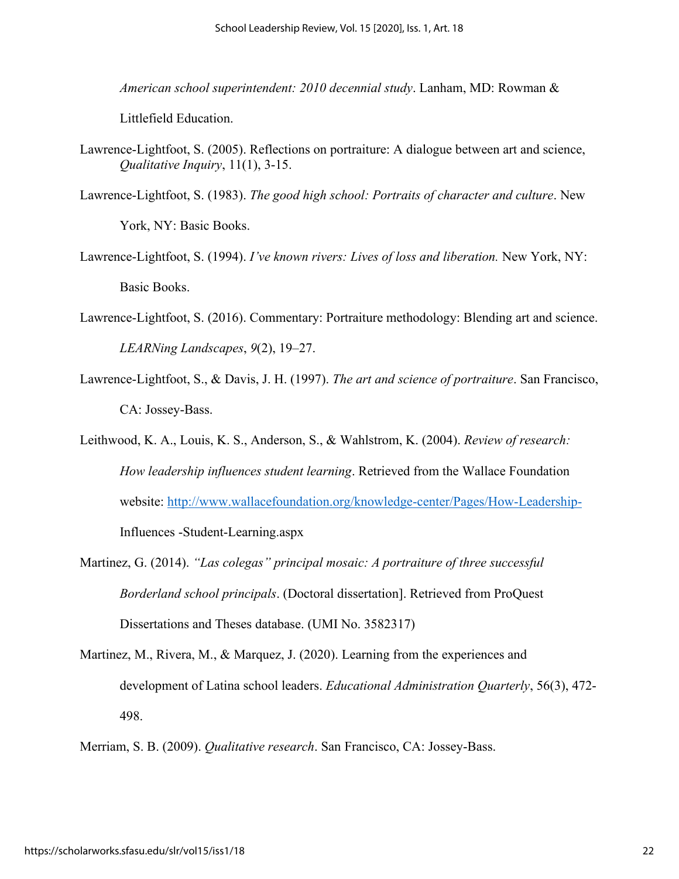*American school superintendent: 2010 decennial study*. Lanham, MD: Rowman & Littlefield Education.

Lawrence-Lightfoot, S. (2005). Reflections on portraiture: A dialogue between art and science, *Qualitative Inquiry*, 11(1), 3-15.

Lawrence-Lightfoot, S. (1983). *The good high school: Portraits of character and culture*. New York, NY: Basic Books.

Lawrence-Lightfoot, S. (1994). *I've known rivers: Lives of loss and liberation.* New York, NY: Basic Books.

Lawrence-Lightfoot, S. (2016). Commentary: Portraiture methodology: Blending art and science. *LEARNing Landscapes*, *9*(2), 19–27.

Lawrence-Lightfoot, S., & Davis, J. H. (1997). *The art and science of portraiture*. San Francisco, CA: Jossey-Bass.

Leithwood, K. A., Louis, K. S., Anderson, S., & Wahlstrom, K. (2004). *Review of research: How leadership influences student learning*. Retrieved from the Wallace Foundation website: http://www.wallacefoundation.org/knowledge-center/Pages/How-Leadership-Influences -Student-Learning.aspx

Martinez, G. (2014). *"Las colegas" principal mosaic: A portraiture of three successful Borderland school principals*. (Doctoral dissertation]. Retrieved from ProQuest Dissertations and Theses database. (UMI No. 3582317)

Martinez, M., Rivera, M., & Marquez, J. (2020). Learning from the experiences and development of Latina school leaders. *Educational Administration Quarterly*, 56(3), 472-498.

Merriam, S. B. (2009). *Qualitative research*. San Francisco, CA: Jossey-Bass.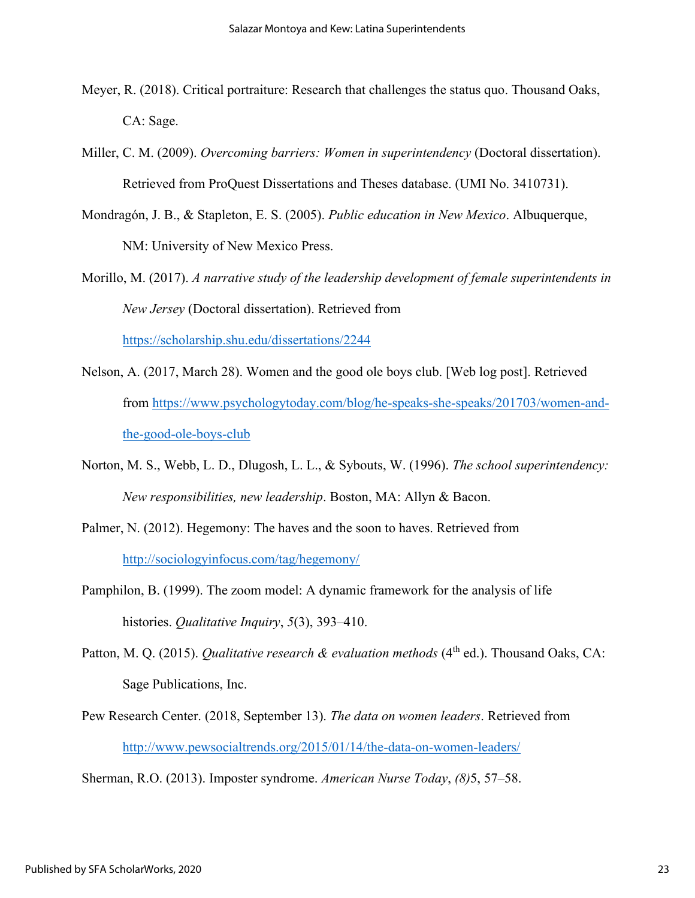Meyer, R. (2018). Critical portraiture: Research that challenges the status quo. Thousand Oaks, CA: Sage.

Miller, C. M. (2009). *Overcoming barriers: Women in superintendency* (Doctoral dissertation). Retrieved from ProQuest Dissertations and Theses database. (UMI No. 3410731).

Mondragón, J. B., & Stapleton, E. S. (2005). *Public education in New Mexico*. Albuquerque, NM: University of New Mexico Press.

Morillo, M. (2017). *A narrative study of the leadership development of female superintendents in New Jersey* (Doctoral dissertation). Retrieved from https://scholarship.shu.edu/dissertations/2244

Nelson, A. (2017, March 28). Women and the good ole boys club. [Web log post]. Retrieved from https://www.psychologytoday.com/blog/he-speaks-she-speaks/201703/women-and-the-good-ole-boys-club

Norton, M. S., Webb, L. D., Dlugosh, L. L., & Sybouts, W. (1996). *The school superintendency: New responsibilities, new leadership*. Boston, MA: Allyn & Bacon.

Palmer, N. (2012). Hegemony: The haves and the soon to haves. Retrieved from http://sociologyinfocus.com/tag/hegemony/

Pamphilon, B. (1999). The zoom model: A dynamic framework for the analysis of life histories. *Qualitative Inquiry*, *5*(3), 393–410.

Patton, M. Q. (2015). *Qualitative research & evaluation methods* (4th ed.). Thousand Oaks, CA: Sage Publications, Inc.

Pew Research Center. (2018, September 13). *The data on women leaders*. Retrieved from http://www.pewsocialtrends.org/2015/01/14/the-data-on-women-leaders/

Sherman, R.O. (2013). Imposter syndrome. *American Nurse Today*, *(8)*5, 57–58.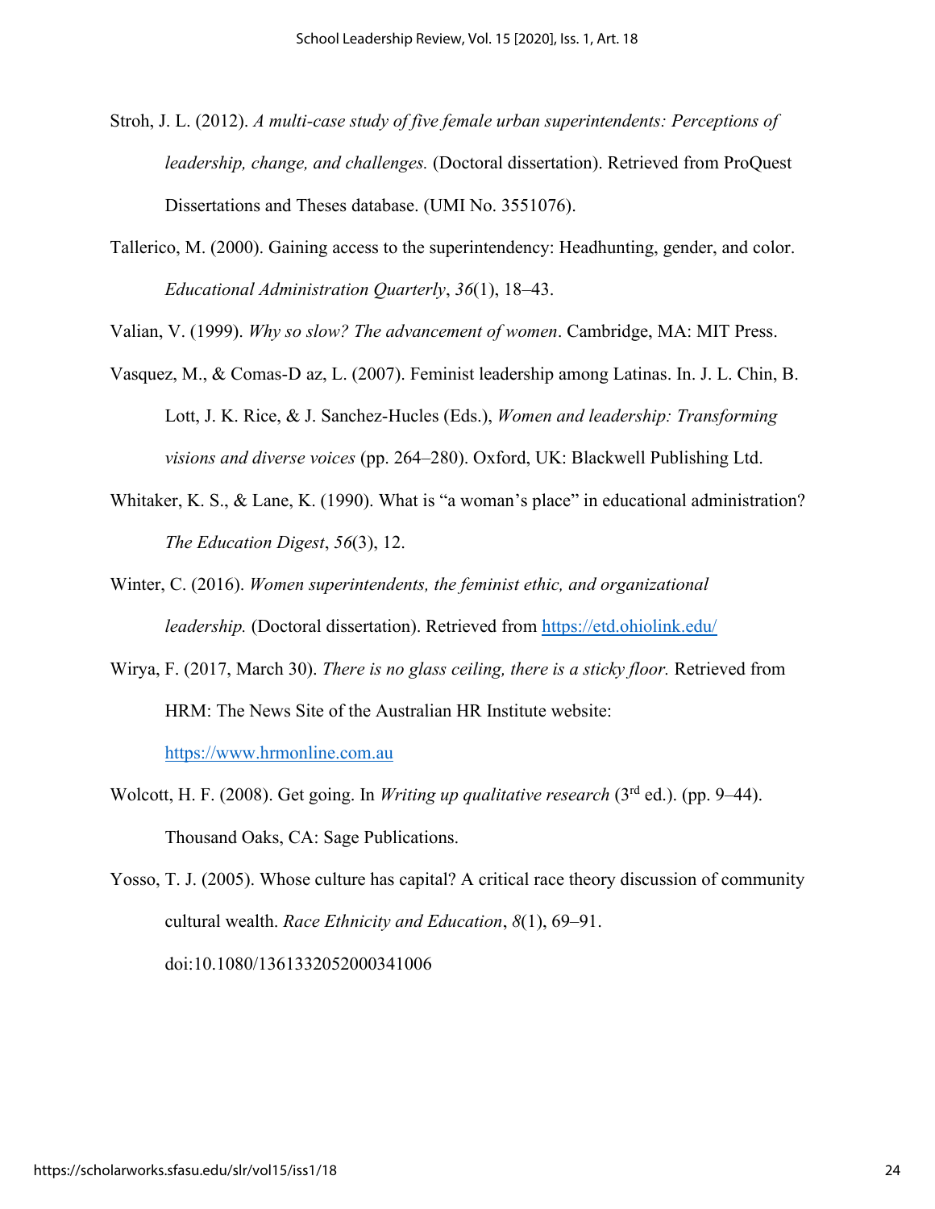Stroh, J. L. (2012). *A multi-case study of five female urban superintendents: Perceptions of leadership, change, and challenges.* (Doctoral dissertation). Retrieved from ProQuest Dissertations and Theses database. (UMI No. 3551076).

Tallerico, M. (2000). Gaining access to the superintendency: Headhunting, gender, and color. *Educational Administration Quarterly*, *36*(1), 18–43.

Valian, V. (1999). *Why so slow? The advancement of women*. Cambridge, MA: MIT Press.

Vasquez, M., & Comas-D az, L. (2007). Feminist leadership among Latinas. In. J. L. Chin, B. Lott, J. K. Rice, & J. Sanchez-Hucles (Eds.), *Women and leadership: Transforming visions and diverse voices* (pp. 264–280). Oxford, UK: Blackwell Publishing Ltd.

Whitaker, K. S., & Lane, K. (1990). What is "a woman's place" in educational administration? *The Education Digest*, *56*(3), 12.

Winter, C. (2016). *Women superintendents, the feminist ethic, and organizational leadership.* (Doctoral dissertation). Retrieved from https://etd.ohiolink.edu/

Wirya, F. (2017, March 30). *There is no glass ceiling, there is a sticky floor.* Retrieved from HRM: The News Site of the Australian HR Institute website: https://www.hrmonline.com.au

Wolcott, H. F. (2008). Get going. In *Writing up qualitative research* (3rd ed.). (pp. 9–44). Thousand Oaks, CA: Sage Publications.

Yosso, T. J. (2005). Whose culture has capital? A critical race theory discussion of community cultural wealth. *Race Ethnicity and Education*, *8*(1), 69–91. doi:10.1080/1361332052000341006